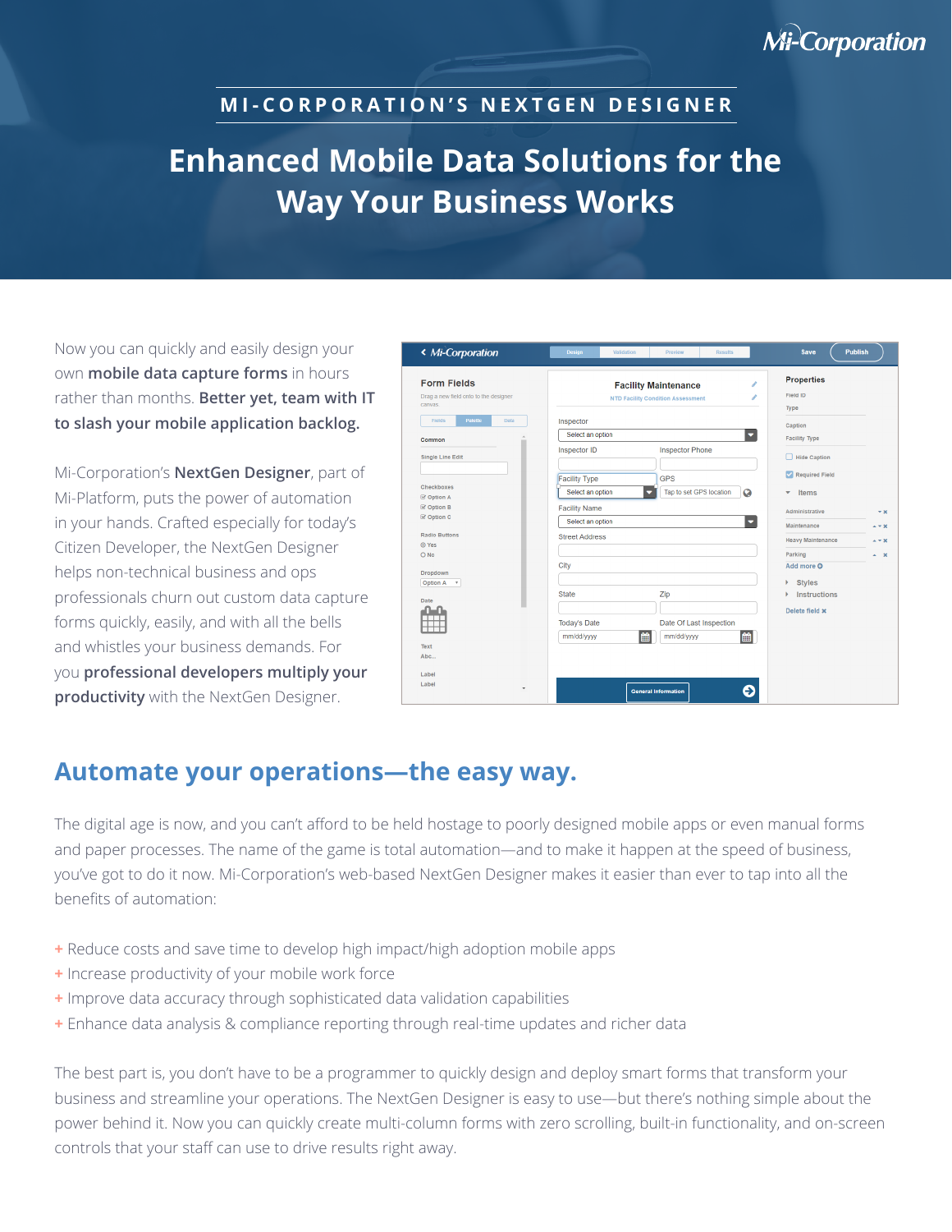Mi-Corporation

# MI-CORPORATION'S NEXTGEN DESIGNER

# Enhanced Mobile Data Solutions for the Way Your Business Works

Now you can quickly and easily design your own **mobile data capture forms** in hours rather than months. **Better yet, team with IT to slash your mobile application backlog.**

Mi-Corporation's **NextGen Designer**, part of Mi-Platform, puts the power of automation in your hands. Crafted especially for today's Citizen Developer, the NextGen Designer helps non-technical business and ops professionals churn out custom data capture forms quickly, easily, and with all the bells and whistles your business demands. For you **professional developers multiply your productivity** with the NextGen Designer.

## Automate your operations—the easy way.

The digital age is now, and you can't afford to be held hostage to poorly designed mobile apps or even manual forms and paper processes. The name of the game is total automation—and to make it happen at the speed of business, you've got to do it now. Mi-Corporation's web-based NextGen Designer makes it easier than ever to tap into all the benefits of automation:

+ Reduce costs and save time to develop high impact/high adoption mobile apps
+ Increase productivity of your mobile work force
+ Improve data accuracy through sophisticated data validation capabilities
+ Enhance data analysis & compliance reporting through real-time updates and richer data

The best part is, you don't have to be a programmer to quickly design and deploy smart forms that transform your business and streamline your operations. The NextGen Designer is easy to use—but there's nothing simple about the power behind it. Now you can quickly create multi-column forms with zero scrolling, built-in functionality, and on-screen controls that your staff can use to drive results right away.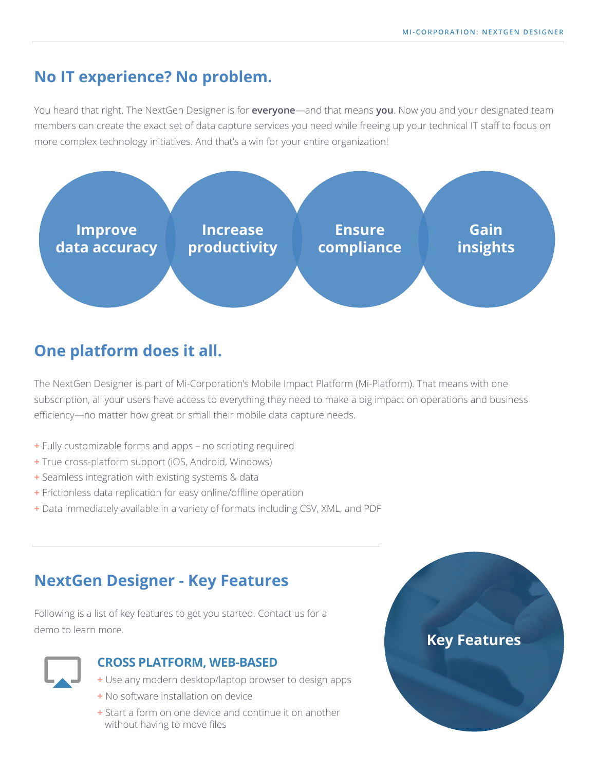## No IT experience? No problem.

You heard that right. The NextGen Designer is for **everyone**—and that means **you**. Now you and your designated team members can create the exact set of data capture services you need while freeing up your technical IT staff to focus on more complex technology initiatives. And that's a win for your entire organization!

**Improve data accuracy** | **Increase productivity** | **Ensure compliance** | **Gain insights**

## One platform does it all.

The NextGen Designer is part of Mi-Corporation's Mobile Impact Platform (Mi-Platform). That means with one subscription, all your users have access to everything they need to make a big impact on operations and business efficiency—no matter how great or small their mobile data capture needs.

+ Fully customizable forms and apps – no scripting required
+ True cross-platform support (iOS, Android, Windows)
+ Seamless integration with existing systems & data
+ Frictionless data replication for easy online/offline operation
+ Data immediately available in a variety of formats including CSV, XML, and PDF

## NextGen Designer - Key Features

Following is a list of key features to get you started. Contact us for a demo to learn more.

**Key Features**

### CROSS PLATFORM, WEB-BASED

+ Use any modern desktop/laptop browser to design apps
+ No software installation on device
+ Start a form on one device and continue it on another without having to move files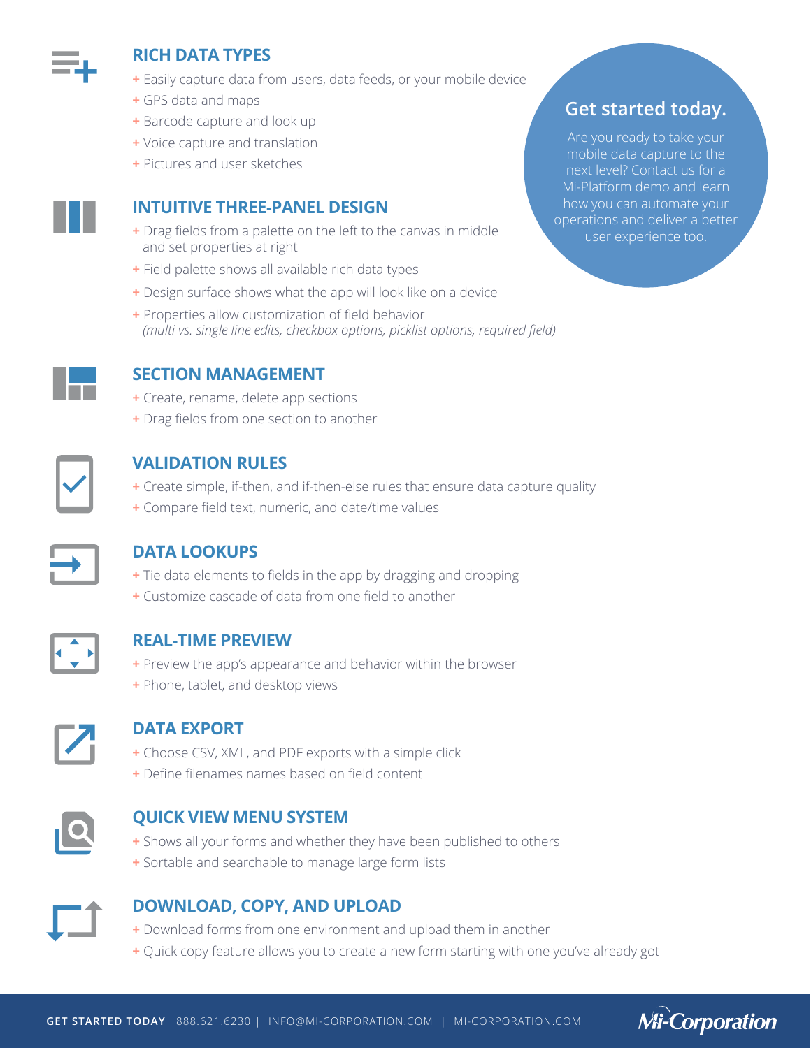## RICH DATA TYPES

- Easily capture data from users, data feeds, or your mobile device
- GPS data and maps
- Barcode capture and look up
- Voice capture and translation
- Pictures and user sketches

## INTUITIVE THREE-PANEL DESIGN

- Drag fields from a palette on the left to the canvas in middle and set properties at right
- Field palette shows all available rich data types
- Design surface shows what the app will look like on a device
- Properties allow customization of field behavior *(multi vs. single line edits, checkbox options, picklist options, required field)*

## SECTION MANAGEMENT

- Create, rename, delete app sections
- Drag fields from one section to another

## VALIDATION RULES

- Create simple, if-then, and if-then-else rules that ensure data capture quality
- Compare field text, numeric, and date/time values

## DATA LOOKUPS

- Tie data elements to fields in the app by dragging and dropping
- Customize cascade of data from one field to another

## REAL-TIME PREVIEW

- Preview the app's appearance and behavior within the browser
- Phone, tablet, and desktop views

## DATA EXPORT

- Choose CSV, XML, and PDF exports with a simple click
- Define filenames names based on field content

## QUICK VIEW MENU SYSTEM

- Shows all your forms and whether they have been published to others
- Sortable and searchable to manage large form lists

## DOWNLOAD, COPY, AND UPLOAD

- Download forms from one environment and upload them in another
- Quick copy feature allows you to create a new form starting with one you've already got

### Get started today.

Are you ready to take your mobile data capture to the next level? Contact us for a Mi-Platform demo and learn how you can automate your operations and deliver a better user experience too.

**GET STARTED TODAY** 888.621.6230 | INFO@MI-CORPORATION.COM | MI-CORPORATION.COM

Mi-Corporation